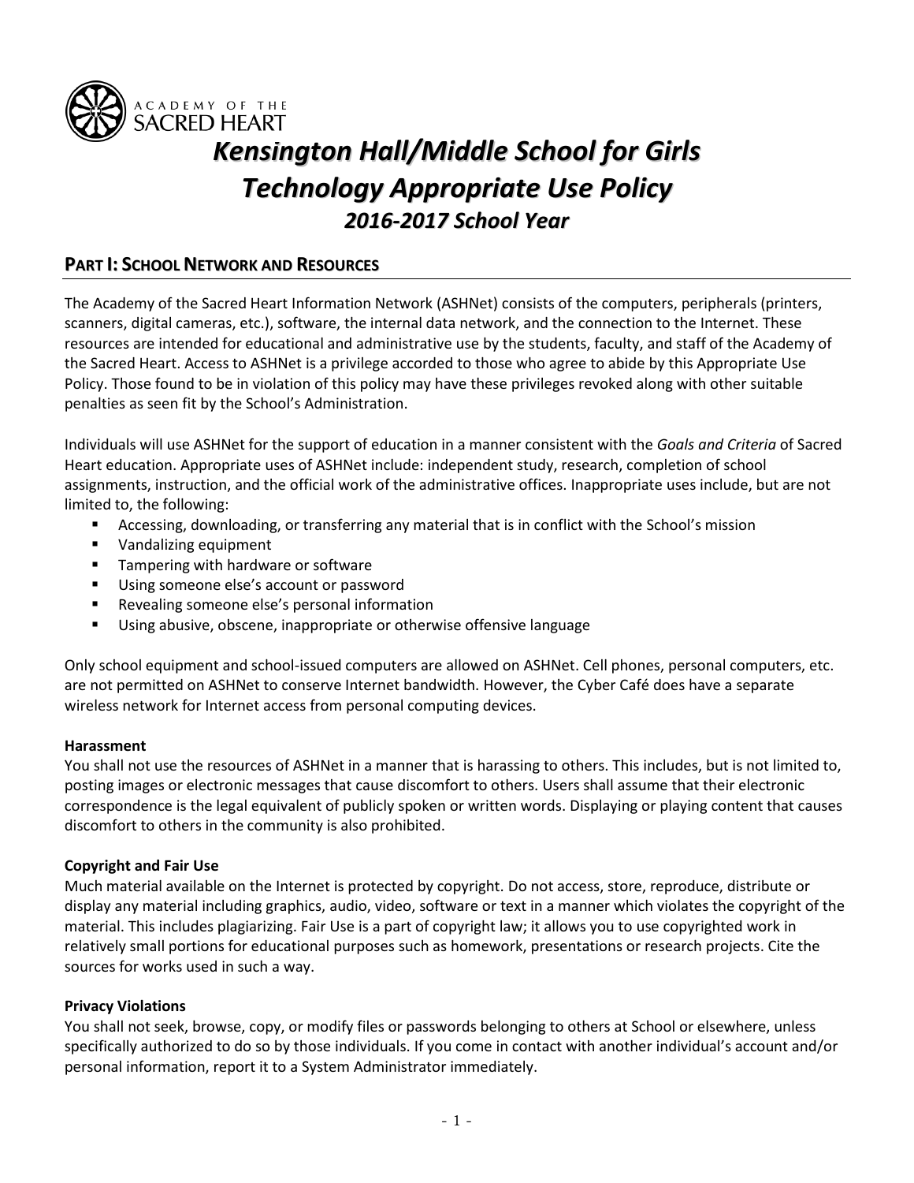ACADEMY OF THE SACRED HEART

# *Kensington Hall/Middle School for Girls*
# *Technology Appropriate Use Policy*
## *2016-2017 School Year*

## PART I: SCHOOL NETWORK AND RESOURCES

The Academy of the Sacred Heart Information Network (ASHNet) consists of the computers, peripherals (printers, scanners, digital cameras, etc.), software, the internal data network, and the connection to the Internet. These resources are intended for educational and administrative use by the students, faculty, and staff of the Academy of the Sacred Heart. Access to ASHNet is a privilege accorded to those who agree to abide by this Appropriate Use Policy. Those found to be in violation of this policy may have these privileges revoked along with other suitable penalties as seen fit by the School's Administration.

Individuals will use ASHNet for the support of education in a manner consistent with the *Goals and Criteria* of Sacred Heart education. Appropriate uses of ASHNet include: independent study, research, completion of school assignments, instruction, and the official work of the administrative offices. Inappropriate uses include, but are not limited to, the following:

- Accessing, downloading, or transferring any material that is in conflict with the School's mission
- Vandalizing equipment
- Tampering with hardware or software
- Using someone else's account or password
- Revealing someone else's personal information
- Using abusive, obscene, inappropriate or otherwise offensive language

Only school equipment and school-issued computers are allowed on ASHNet. Cell phones, personal computers, etc. are not permitted on ASHNet to conserve Internet bandwidth. However, the Cyber Café does have a separate wireless network for Internet access from personal computing devices.

**Harassment**
You shall not use the resources of ASHNet in a manner that is harassing to others. This includes, but is not limited to, posting images or electronic messages that cause discomfort to others. Users shall assume that their electronic correspondence is the legal equivalent of publicly spoken or written words. Displaying or playing content that causes discomfort to others in the community is also prohibited.

**Copyright and Fair Use**
Much material available on the Internet is protected by copyright. Do not access, store, reproduce, distribute or display any material including graphics, audio, video, software or text in a manner which violates the copyright of the material. This includes plagiarizing. Fair Use is a part of copyright law; it allows you to use copyrighted work in relatively small portions for educational purposes such as homework, presentations or research projects. Cite the sources for works used in such a way.

**Privacy Violations**
You shall not seek, browse, copy, or modify files or passwords belonging to others at School or elsewhere, unless specifically authorized to do so by those individuals. If you come in contact with another individual's account and/or personal information, report it to a System Administrator immediately.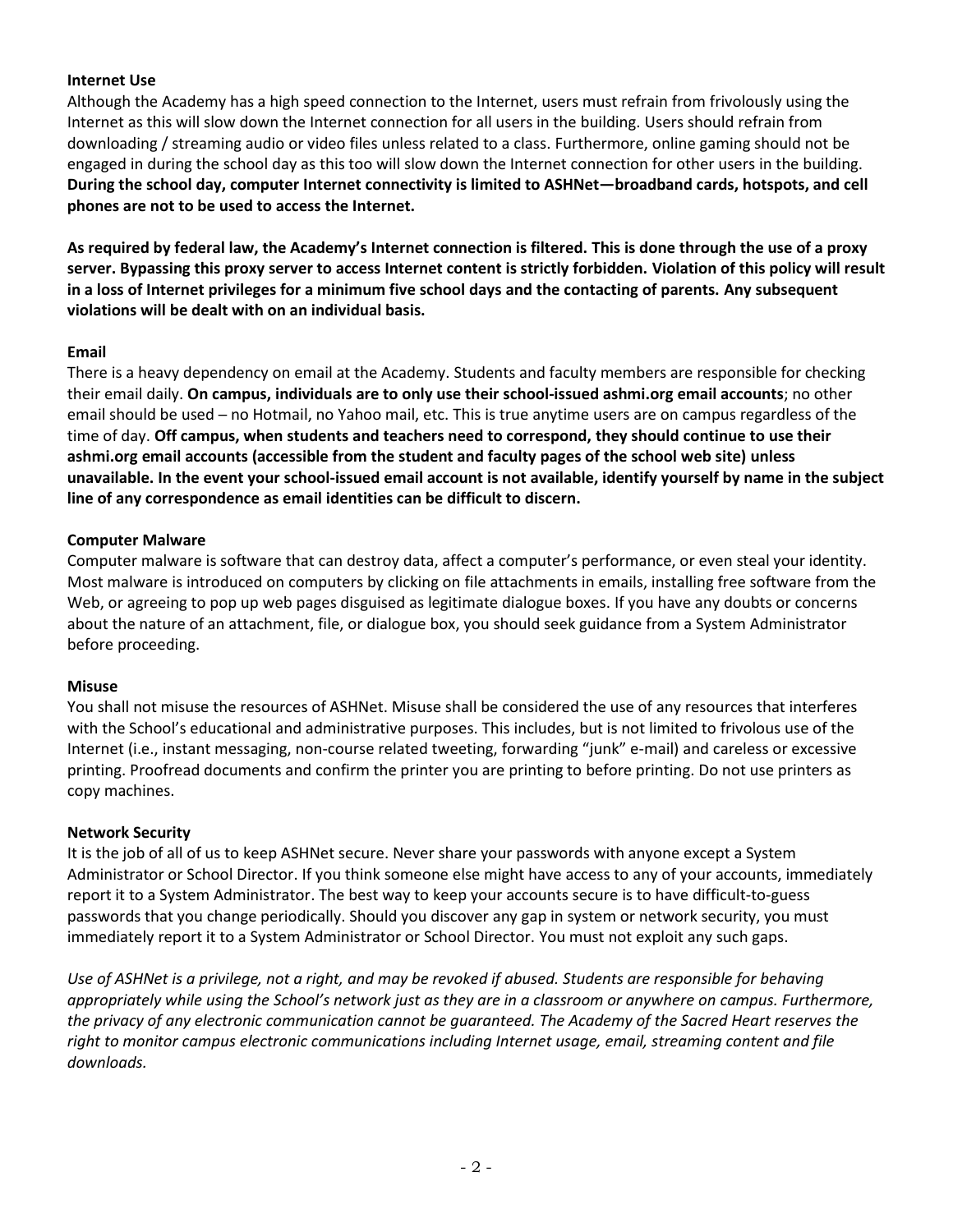**Internet Use**

Although the Academy has a high speed connection to the Internet, users must refrain from frivolously using the Internet as this will slow down the Internet connection for all users in the building. Users should refrain from downloading / streaming audio or video files unless related to a class. Furthermore, online gaming should not be engaged in during the school day as this too will slow down the Internet connection for other users in the building. **During the school day, computer Internet connectivity is limited to ASHNet—broadband cards, hotspots, and cell phones are not to be used to access the Internet.**

**As required by federal law, the Academy's Internet connection is filtered. This is done through the use of a proxy server. Bypassing this proxy server to access Internet content is strictly forbidden. Violation of this policy will result in a loss of Internet privileges for a minimum five school days and the contacting of parents. Any subsequent violations will be dealt with on an individual basis.**

**Email**

There is a heavy dependency on email at the Academy. Students and faculty members are responsible for checking their email daily. **On campus, individuals are to only use their school-issued ashmi.org email accounts**; no other email should be used – no Hotmail, no Yahoo mail, etc. This is true anytime users are on campus regardless of the time of day. **Off campus, when students and teachers need to correspond, they should continue to use their ashmi.org email accounts (accessible from the student and faculty pages of the school web site) unless unavailable. In the event your school-issued email account is not available, identify yourself by name in the subject line of any correspondence as email identities can be difficult to discern.**

**Computer Malware**

Computer malware is software that can destroy data, affect a computer's performance, or even steal your identity. Most malware is introduced on computers by clicking on file attachments in emails, installing free software from the Web, or agreeing to pop up web pages disguised as legitimate dialogue boxes. If you have any doubts or concerns about the nature of an attachment, file, or dialogue box, you should seek guidance from a System Administrator before proceeding.

**Misuse**

You shall not misuse the resources of ASHNet. Misuse shall be considered the use of any resources that interferes with the School's educational and administrative purposes. This includes, but is not limited to frivolous use of the Internet (i.e., instant messaging, non-course related tweeting, forwarding "junk" e-mail) and careless or excessive printing. Proofread documents and confirm the printer you are printing to before printing. Do not use printers as copy machines.

**Network Security**

It is the job of all of us to keep ASHNet secure. Never share your passwords with anyone except a System Administrator or School Director. If you think someone else might have access to any of your accounts, immediately report it to a System Administrator. The best way to keep your accounts secure is to have difficult-to-guess passwords that you change periodically. Should you discover any gap in system or network security, you must immediately report it to a System Administrator or School Director. You must not exploit any such gaps.

*Use of ASHNet is a privilege, not a right, and may be revoked if abused. Students are responsible for behaving appropriately while using the School's network just as they are in a classroom or anywhere on campus. Furthermore, the privacy of any electronic communication cannot be guaranteed. The Academy of the Sacred Heart reserves the right to monitor campus electronic communications including Internet usage, email, streaming content and file downloads.*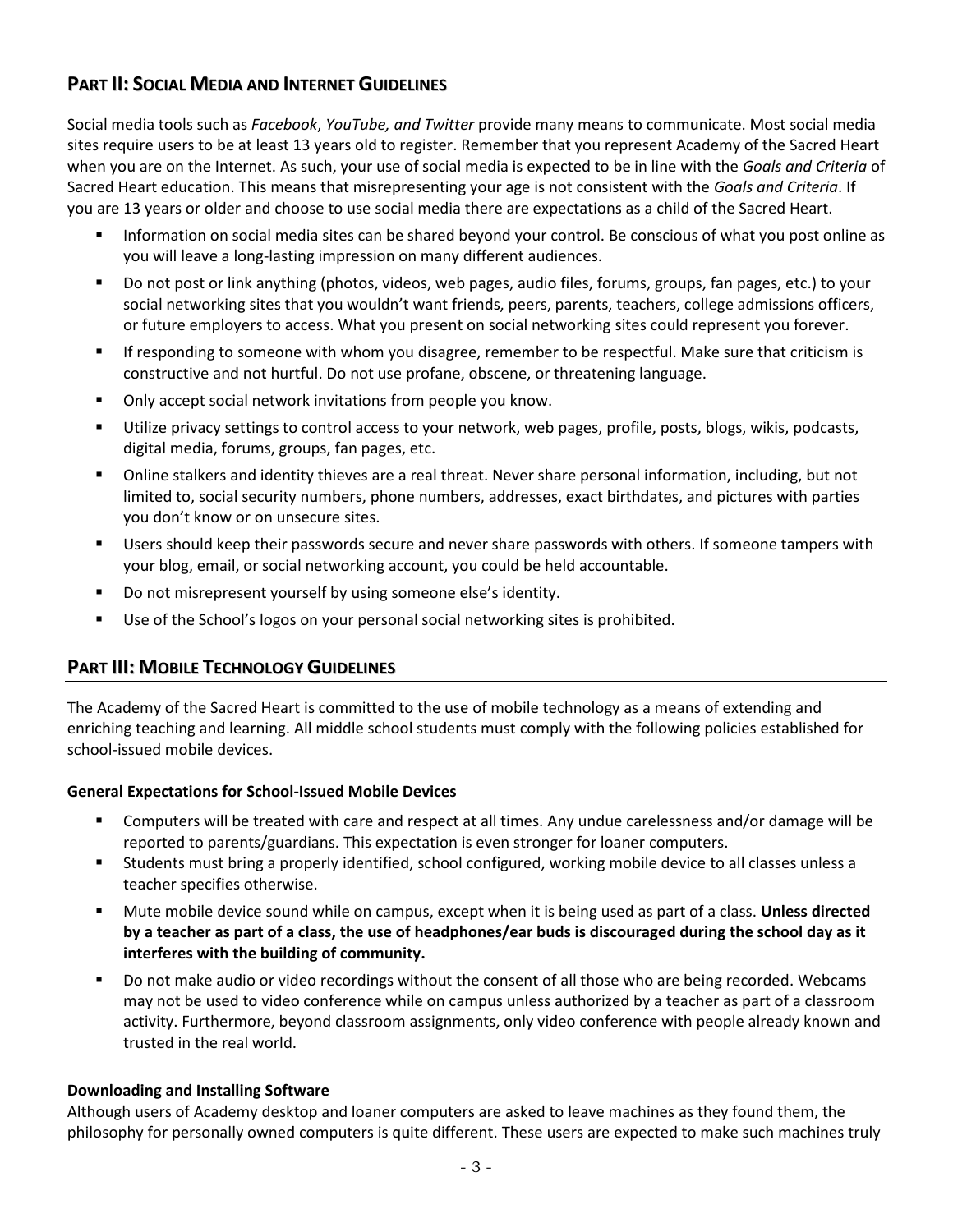## PART II: SOCIAL MEDIA AND INTERNET GUIDELINES

Social media tools such as *Facebook*, *YouTube, and Twitter* provide many means to communicate. Most social media sites require users to be at least 13 years old to register. Remember that you represent Academy of the Sacred Heart when you are on the Internet. As such, your use of social media is expected to be in line with the *Goals and Criteria* of Sacred Heart education. This means that misrepresenting your age is not consistent with the *Goals and Criteria*. If you are 13 years or older and choose to use social media there are expectations as a child of the Sacred Heart.

- Information on social media sites can be shared beyond your control. Be conscious of what you post online as you will leave a long-lasting impression on many different audiences.
- Do not post or link anything (photos, videos, web pages, audio files, forums, groups, fan pages, etc.) to your social networking sites that you wouldn't want friends, peers, parents, teachers, college admissions officers, or future employers to access. What you present on social networking sites could represent you forever.
- If responding to someone with whom you disagree, remember to be respectful. Make sure that criticism is constructive and not hurtful. Do not use profane, obscene, or threatening language.
- Only accept social network invitations from people you know.
- Utilize privacy settings to control access to your network, web pages, profile, posts, blogs, wikis, podcasts, digital media, forums, groups, fan pages, etc.
- Online stalkers and identity thieves are a real threat. Never share personal information, including, but not limited to, social security numbers, phone numbers, addresses, exact birthdates, and pictures with parties you don't know or on unsecure sites.
- Users should keep their passwords secure and never share passwords with others. If someone tampers with your blog, email, or social networking account, you could be held accountable.
- Do not misrepresent yourself by using someone else's identity.
- Use of the School's logos on your personal social networking sites is prohibited.

## PART III: MOBILE TECHNOLOGY GUIDELINES

The Academy of the Sacred Heart is committed to the use of mobile technology as a means of extending and enriching teaching and learning. All middle school students must comply with the following policies established for school-issued mobile devices.

### General Expectations for School-Issued Mobile Devices

- Computers will be treated with care and respect at all times. Any undue carelessness and/or damage will be reported to parents/guardians. This expectation is even stronger for loaner computers.
- Students must bring a properly identified, school configured, working mobile device to all classes unless a teacher specifies otherwise.
- Mute mobile device sound while on campus, except when it is being used as part of a class. **Unless directed by a teacher as part of a class, the use of headphones/ear buds is discouraged during the school day as it interferes with the building of community.**
- Do not make audio or video recordings without the consent of all those who are being recorded. Webcams may not be used to video conference while on campus unless authorized by a teacher as part of a classroom activity. Furthermore, beyond classroom assignments, only video conference with people already known and trusted in the real world.

### Downloading and Installing Software

Although users of Academy desktop and loaner computers are asked to leave machines as they found them, the philosophy for personally owned computers is quite different. These users are expected to make such machines truly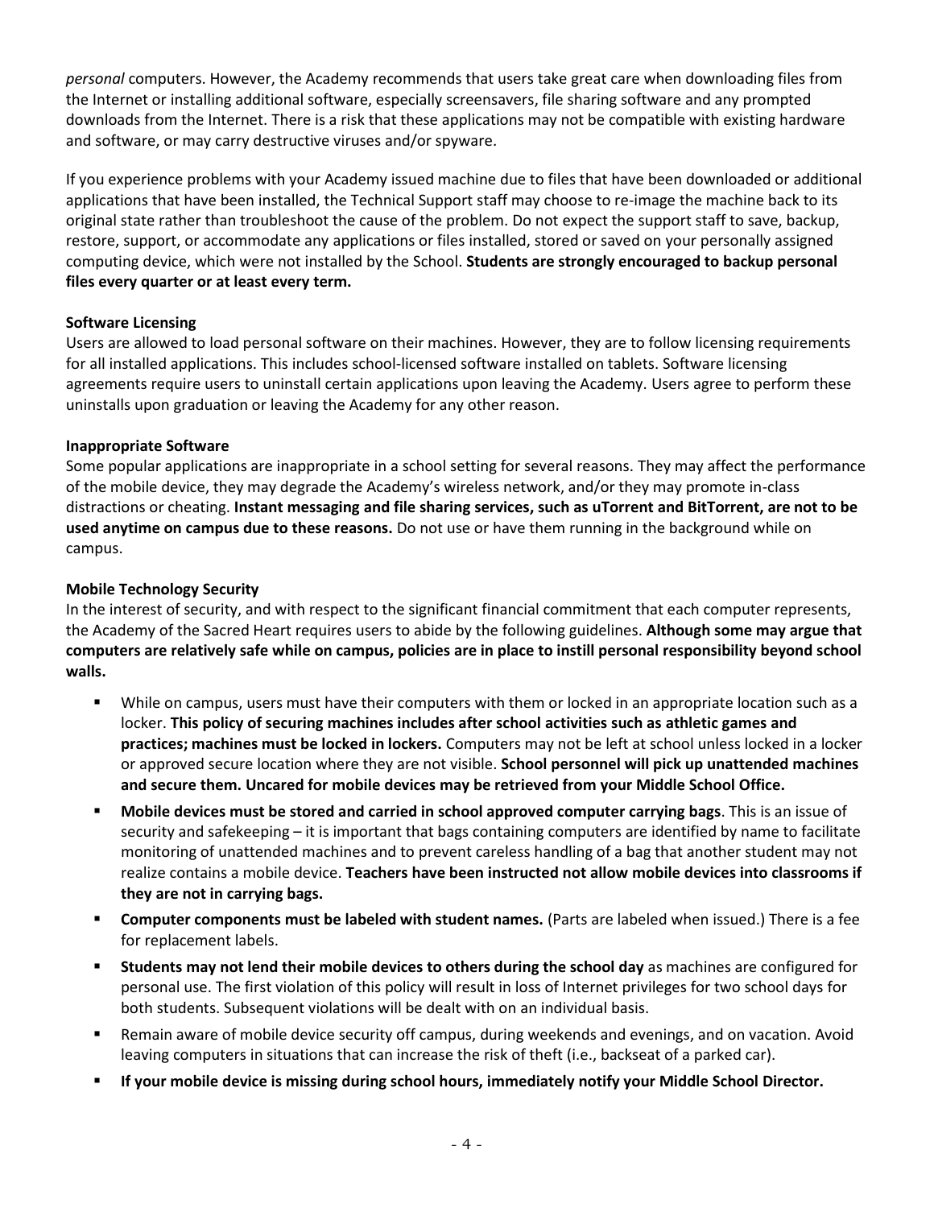*personal* computers. However, the Academy recommends that users take great care when downloading files from the Internet or installing additional software, especially screensavers, file sharing software and any prompted downloads from the Internet. There is a risk that these applications may not be compatible with existing hardware and software, or may carry destructive viruses and/or spyware.

If you experience problems with your Academy issued machine due to files that have been downloaded or additional applications that have been installed, the Technical Support staff may choose to re-image the machine back to its original state rather than troubleshoot the cause of the problem. Do not expect the support staff to save, backup, restore, support, or accommodate any applications or files installed, stored or saved on your personally assigned computing device, which were not installed by the School. **Students are strongly encouraged to backup personal files every quarter or at least every term.**

**Software Licensing**

Users are allowed to load personal software on their machines. However, they are to follow licensing requirements for all installed applications. This includes school-licensed software installed on tablets. Software licensing agreements require users to uninstall certain applications upon leaving the Academy. Users agree to perform these uninstalls upon graduation or leaving the Academy for any other reason.

**Inappropriate Software**

Some popular applications are inappropriate in a school setting for several reasons. They may affect the performance of the mobile device, they may degrade the Academy's wireless network, and/or they may promote in-class distractions or cheating. **Instant messaging and file sharing services, such as uTorrent and BitTorrent, are not to be used anytime on campus due to these reasons.** Do not use or have them running in the background while on campus.

**Mobile Technology Security**

In the interest of security, and with respect to the significant financial commitment that each computer represents, the Academy of the Sacred Heart requires users to abide by the following guidelines. **Although some may argue that computers are relatively safe while on campus, policies are in place to instill personal responsibility beyond school walls.**

- While on campus, users must have their computers with them or locked in an appropriate location such as a locker. **This policy of securing machines includes after school activities such as athletic games and practices; machines must be locked in lockers.** Computers may not be left at school unless locked in a locker or approved secure location where they are not visible. **School personnel will pick up unattended machines and secure them. Uncared for mobile devices may be retrieved from your Middle School Office.**
- **Mobile devices must be stored and carried in school approved computer carrying bags**. This is an issue of security and safekeeping – it is important that bags containing computers are identified by name to facilitate monitoring of unattended machines and to prevent careless handling of a bag that another student may not realize contains a mobile device. **Teachers have been instructed not allow mobile devices into classrooms if they are not in carrying bags.**
- **Computer components must be labeled with student names.** (Parts are labeled when issued.) There is a fee for replacement labels.
- **Students may not lend their mobile devices to others during the school day** as machines are configured for personal use. The first violation of this policy will result in loss of Internet privileges for two school days for both students. Subsequent violations will be dealt with on an individual basis.
- Remain aware of mobile device security off campus, during weekends and evenings, and on vacation. Avoid leaving computers in situations that can increase the risk of theft (i.e., backseat of a parked car).
- **If your mobile device is missing during school hours, immediately notify your Middle School Director.**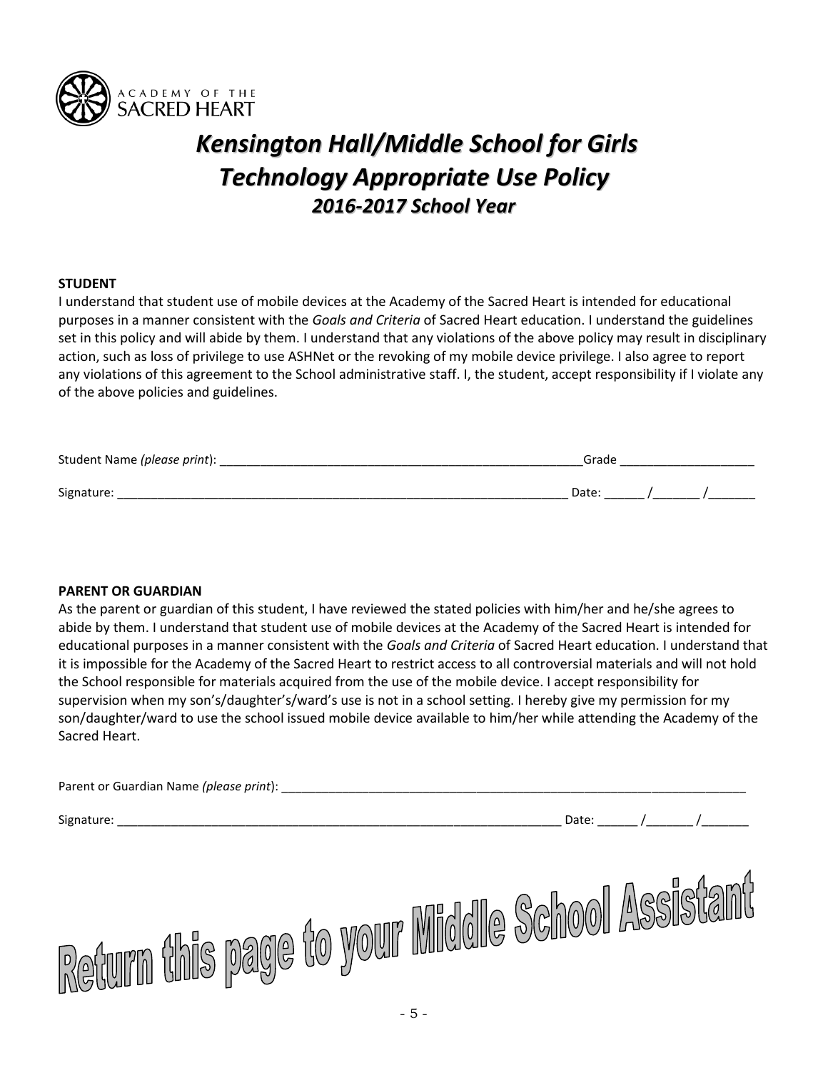ACADEMY OF THE SACRED HEART

# *Kensington Hall/Middle School for Girls Technology Appropriate Use Policy*

## *2016-2017 School Year*

**STUDENT**

I understand that student use of mobile devices at the Academy of the Sacred Heart is intended for educational purposes in a manner consistent with the *Goals and Criteria* of Sacred Heart education. I understand the guidelines set in this policy and will abide by them. I understand that any violations of the above policy may result in disciplinary action, such as loss of privilege to use ASHNet or the revoking of my mobile device privilege. I also agree to report any violations of this agreement to the School administrative staff. I, the student, accept responsibility if I violate any of the above policies and guidelines.

Student Name *(please print)*: ______________________________________________________Grade ____________________

Signature: ____________________________________________________________________ Date: ______ /_______ /_______

**PARENT OR GUARDIAN**

As the parent or guardian of this student, I have reviewed the stated policies with him/her and he/she agrees to abide by them. I understand that student use of mobile devices at the Academy of the Sacred Heart is intended for educational purposes in a manner consistent with the *Goals and Criteria* of Sacred Heart education. I understand that it is impossible for the Academy of the Sacred Heart to restrict access to all controversial materials and will not hold the School responsible for materials acquired from the use of the mobile device. I accept responsibility for supervision when my son's/daughter's/ward's use is not in a school setting. I hereby give my permission for my son/daughter/ward to use the school issued mobile device available to him/her while attending the Academy of the Sacred Heart.

Parent or Guardian Name *(please print)*: ______________________________________________________________________

Signature: ____________________________________________________________________ Date: ______ /_______ /_______

**Return this page to your Middle School Assistant**